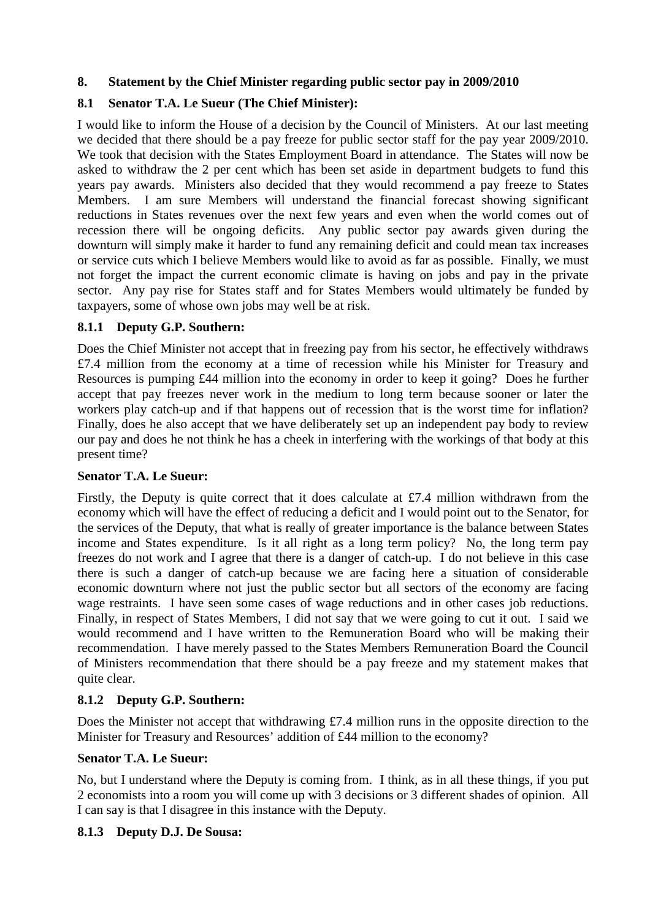## 8. Statement by the Chief Minister regarding public sector pay in 2009/2010

### 8.1 Senator T.A. Le Sueur (The Chief Minister):

I would like to inform the House of a decision by the Council of Ministers. At our last meeting we decided that there should be a pay freeze for public sector staff for the pay year 2009/2010. We took that decision with the States Employment Board in attendance. The States will now be asked to withdraw the 2 per cent which has been set aside in department budgets to fund this years pay awards. Ministers also decided that they would recommend a pay freeze to States Members. I am sure Members will understand the financial forecast showing significant reductions in States revenues over the next few years and even when the world comes out of recession there will be ongoing deficits. Any public sector pay awards given during the downturn will simply make it harder to fund any remaining deficit and could mean tax increases or service cuts which I believe Members would like to avoid as far as possible. Finally, we must not forget the impact the current economic climate is having on jobs and pay in the private sector. Any pay rise for States staff and for States Members would ultimately be funded by taxpayers, some of whose own jobs may well be at risk.

#### 8.1.1 Deputy G.P. Southern:

Does the Chief Minister not accept that in freezing pay from his sector, he effectively withdraws £7.4 million from the economy at a time of recession while his Minister for Treasury and Resources is pumping £44 million into the economy in order to keep it going? Does he further accept that pay freezes never work in the medium to long term because sooner or later the workers play catch-up and if that happens out of recession that is the worst time for inflation? Finally, does he also accept that we have deliberately set up an independent pay body to review our pay and does he not think he has a cheek in interfering with the workings of that body at this present time?

**Senator T.A. Le Sueur:**

Firstly, the Deputy is quite correct that it does calculate at £7.4 million withdrawn from the economy which will have the effect of reducing a deficit and I would point out to the Senator, for the services of the Deputy, that what is really of greater importance is the balance between States income and States expenditure. Is it all right as a long term policy? No, the long term pay freezes do not work and I agree that there is a danger of catch-up. I do not believe in this case there is such a danger of catch-up because we are facing here a situation of considerable economic downturn where not just the public sector but all sectors of the economy are facing wage restraints. I have seen some cases of wage reductions and in other cases job reductions. Finally, in respect of States Members, I did not say that we were going to cut it out. I said we would recommend and I have written to the Remuneration Board who will be making their recommendation. I have merely passed to the States Members Remuneration Board the Council of Ministers recommendation that there should be a pay freeze and my statement makes that quite clear.

#### 8.1.2 Deputy G.P. Southern:

Does the Minister not accept that withdrawing £7.4 million runs in the opposite direction to the Minister for Treasury and Resources' addition of £44 million to the economy?

**Senator T.A. Le Sueur:**

No, but I understand where the Deputy is coming from. I think, as in all these things, if you put 2 economists into a room you will come up with 3 decisions or 3 different shades of opinion. All I can say is that I disagree in this instance with the Deputy.

#### 8.1.3 Deputy D.J. De Sousa: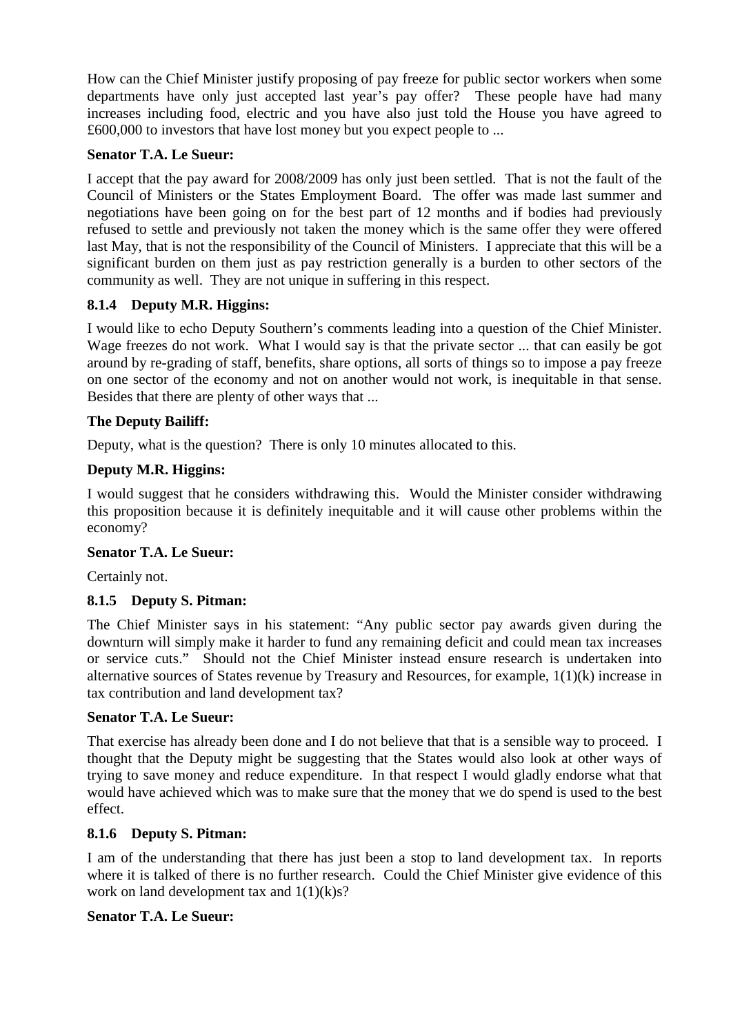How can the Chief Minister justify proposing of pay freeze for public sector workers when some departments have only just accepted last year's pay offer? These people have had many increases including food, electric and you have also just told the House you have agreed to £600,000 to investors that have lost money but you expect people to ...

**Senator T.A. Le Sueur:**

I accept that the pay award for 2008/2009 has only just been settled. That is not the fault of the Council of Ministers or the States Employment Board. The offer was made last summer and negotiations have been going on for the best part of 12 months and if bodies had previously refused to settle and previously not taken the money which is the same offer they were offered last May, that is not the responsibility of the Council of Ministers. I appreciate that this will be a significant burden on them just as pay restriction generally is a burden to other sectors of the community as well. They are not unique in suffering in this respect.

### 8.1.4 Deputy M.R. Higgins:

I would like to echo Deputy Southern's comments leading into a question of the Chief Minister. Wage freezes do not work. What I would say is that the private sector ... that can easily be got around by re-grading of staff, benefits, share options, all sorts of things so to impose a pay freeze on one sector of the economy and not on another would not work, is inequitable in that sense. Besides that there are plenty of other ways that ...

**The Deputy Bailiff:**

Deputy, what is the question? There is only 10 minutes allocated to this.

**Deputy M.R. Higgins:**

I would suggest that he considers withdrawing this. Would the Minister consider withdrawing this proposition because it is definitely inequitable and it will cause other problems within the economy?

**Senator T.A. Le Sueur:**

Certainly not.

### 8.1.5 Deputy S. Pitman:

The Chief Minister says in his statement: "Any public sector pay awards given during the downturn will simply make it harder to fund any remaining deficit and could mean tax increases or service cuts." Should not the Chief Minister instead ensure research is undertaken into alternative sources of States revenue by Treasury and Resources, for example, 1(1)(k) increase in tax contribution and land development tax?

**Senator T.A. Le Sueur:**

That exercise has already been done and I do not believe that that is a sensible way to proceed. I thought that the Deputy might be suggesting that the States would also look at other ways of trying to save money and reduce expenditure. In that respect I would gladly endorse what that would have achieved which was to make sure that the money that we do spend is used to the best effect.

### 8.1.6 Deputy S. Pitman:

I am of the understanding that there has just been a stop to land development tax. In reports where it is talked of there is no further research. Could the Chief Minister give evidence of this work on land development tax and 1(1)(k)s?

**Senator T.A. Le Sueur:**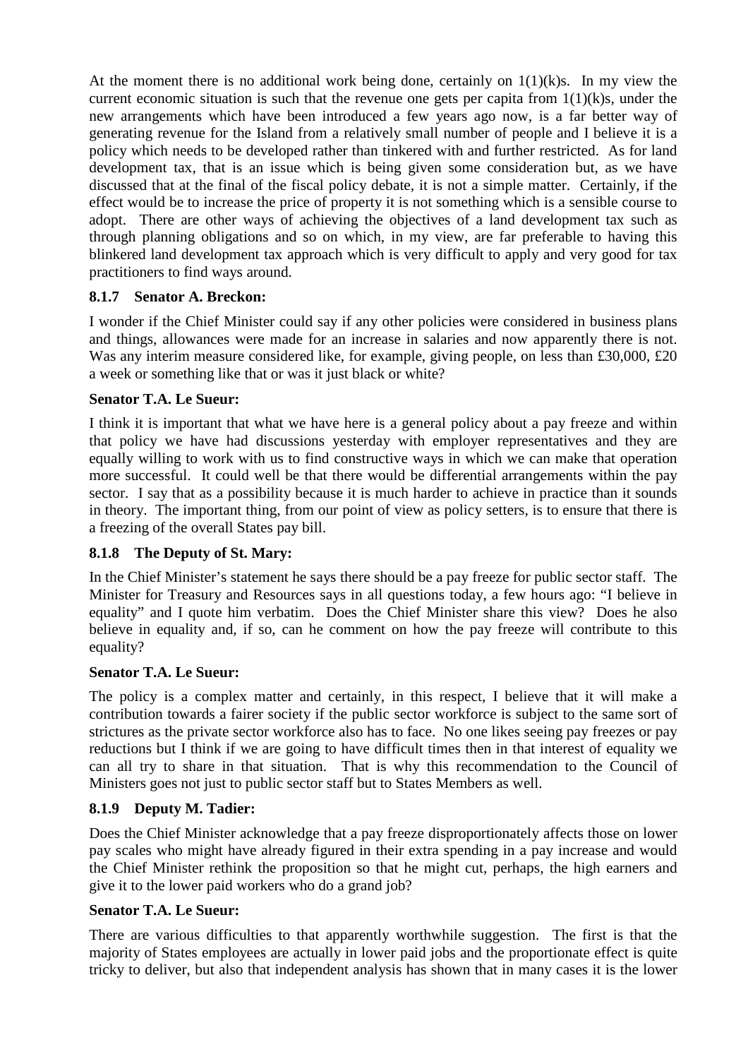At the moment there is no additional work being done, certainly on 1(1)(k)s. In my view the current economic situation is such that the revenue one gets per capita from 1(1)(k)s, under the new arrangements which have been introduced a few years ago now, is a far better way of generating revenue for the Island from a relatively small number of people and I believe it is a policy which needs to be developed rather than tinkered with and further restricted. As for land development tax, that is an issue which is being given some consideration but, as we have discussed that at the final of the fiscal policy debate, it is not a simple matter. Certainly, if the effect would be to increase the price of property it is not something which is a sensible course to adopt. There are other ways of achieving the objectives of a land development tax such as through planning obligations and so on which, in my view, are far preferable to having this blinkered land development tax approach which is very difficult to apply and very good for tax practitioners to find ways around.

### 8.1.7 Senator A. Breckon:

I wonder if the Chief Minister could say if any other policies were considered in business plans and things, allowances were made for an increase in salaries and now apparently there is not. Was any interim measure considered like, for example, giving people, on less than £30,000, £20 a week or something like that or was it just black or white?

**Senator T.A. Le Sueur:**

I think it is important that what we have here is a general policy about a pay freeze and within that policy we have had discussions yesterday with employer representatives and they are equally willing to work with us to find constructive ways in which we can make that operation more successful. It could well be that there would be differential arrangements within the pay sector. I say that as a possibility because it is much harder to achieve in practice than it sounds in theory. The important thing, from our point of view as policy setters, is to ensure that there is a freezing of the overall States pay bill.

### 8.1.8 The Deputy of St. Mary:

In the Chief Minister's statement he says there should be a pay freeze for public sector staff. The Minister for Treasury and Resources says in all questions today, a few hours ago: "I believe in equality" and I quote him verbatim. Does the Chief Minister share this view? Does he also believe in equality and, if so, can he comment on how the pay freeze will contribute to this equality?

**Senator T.A. Le Sueur:**

The policy is a complex matter and certainly, in this respect, I believe that it will make a contribution towards a fairer society if the public sector workforce is subject to the same sort of strictures as the private sector workforce also has to face. No one likes seeing pay freezes or pay reductions but I think if we are going to have difficult times then in that interest of equality we can all try to share in that situation. That is why this recommendation to the Council of Ministers goes not just to public sector staff but to States Members as well.

### 8.1.9 Deputy M. Tadier:

Does the Chief Minister acknowledge that a pay freeze disproportionately affects those on lower pay scales who might have already figured in their extra spending in a pay increase and would the Chief Minister rethink the proposition so that he might cut, perhaps, the high earners and give it to the lower paid workers who do a grand job?

**Senator T.A. Le Sueur:**

There are various difficulties to that apparently worthwhile suggestion. The first is that the majority of States employees are actually in lower paid jobs and the proportionate effect is quite tricky to deliver, but also that independent analysis has shown that in many cases it is the lower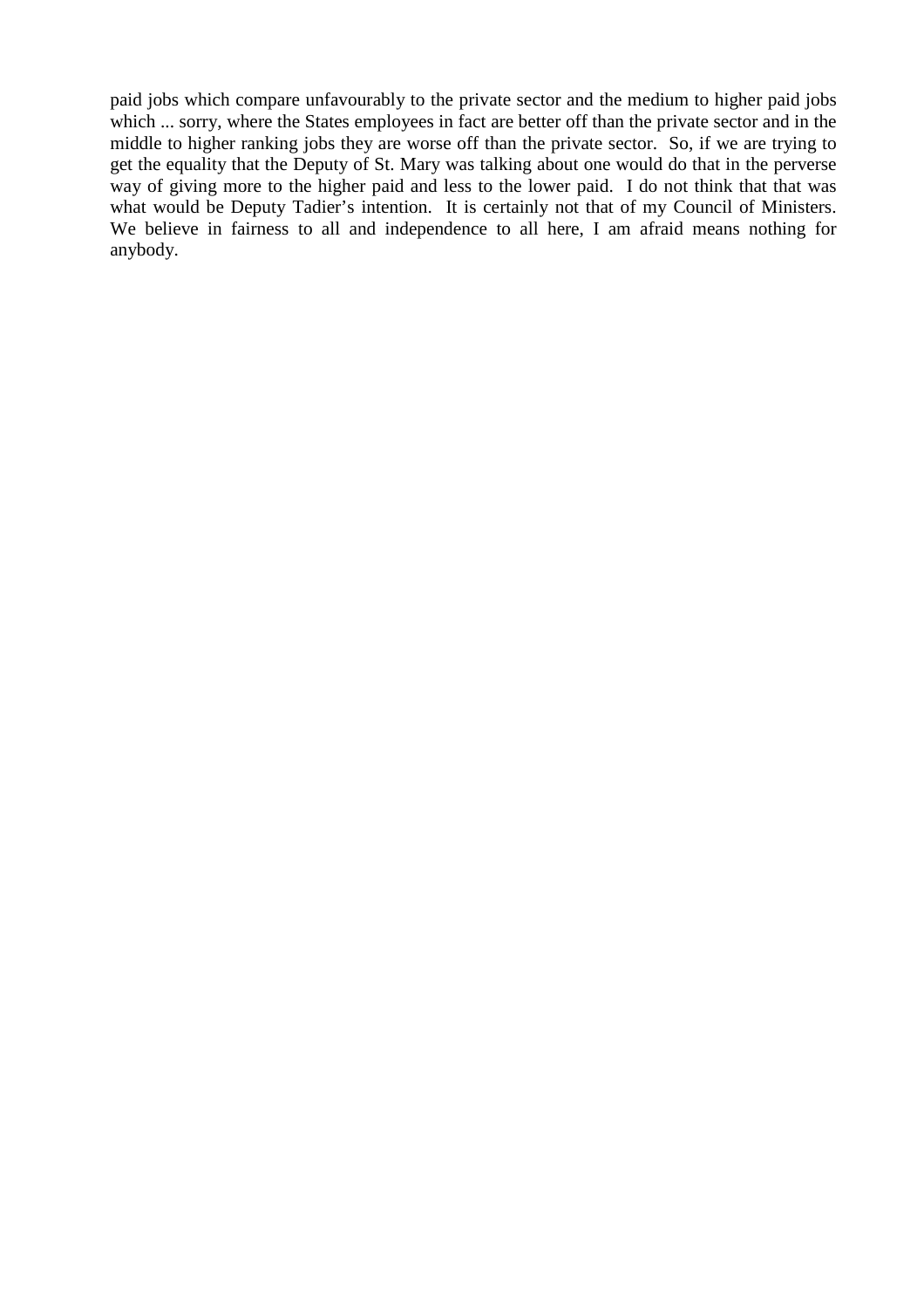paid jobs which compare unfavourably to the private sector and the medium to higher paid jobs which ... sorry, where the States employees in fact are better off than the private sector and in the middle to higher ranking jobs they are worse off than the private sector. So, if we are trying to get the equality that the Deputy of St. Mary was talking about one would do that in the perverse way of giving more to the higher paid and less to the lower paid. I do not think that that was what would be Deputy Tadier's intention. It is certainly not that of my Council of Ministers. We believe in fairness to all and independence to all here, I am afraid means nothing for anybody.